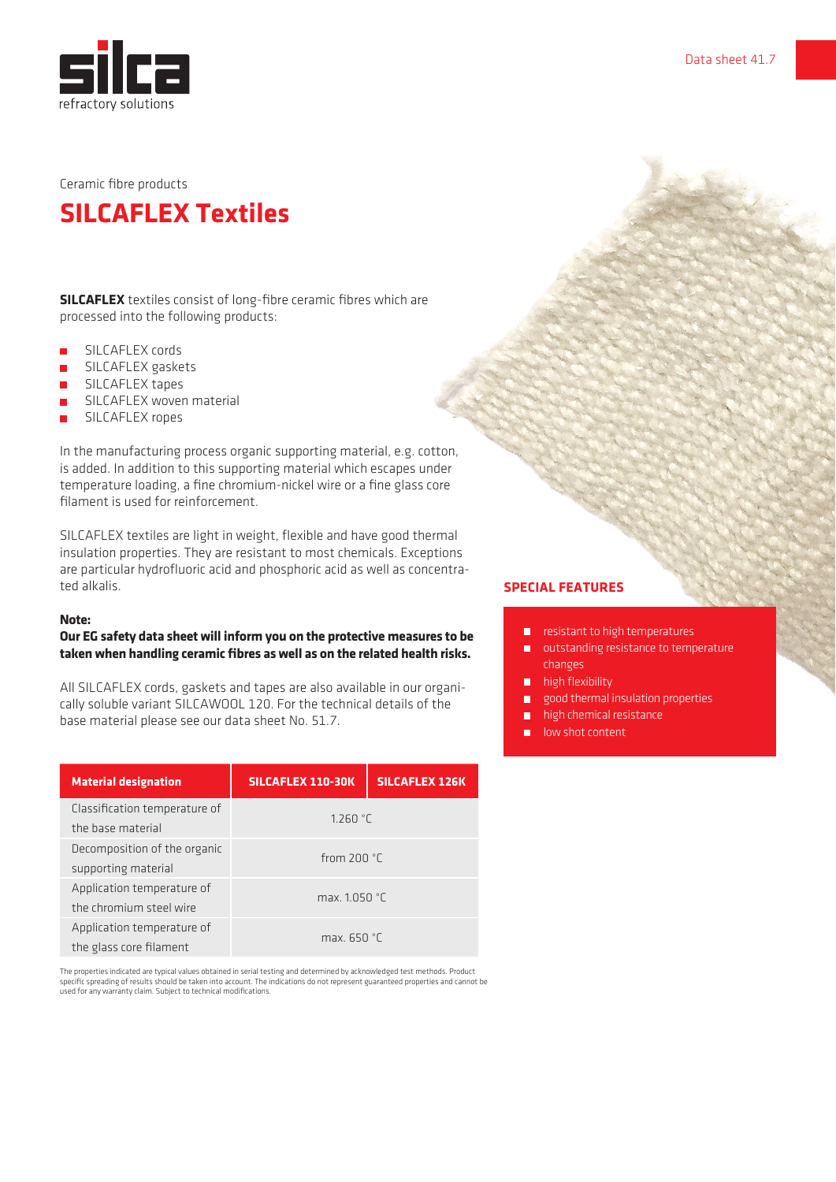silca
refractory solutions

Data sheet 41.7

Ceramic fibre products

# SILCAFLEX Textiles

**SILCAFLEX** textiles consist of long-fibre ceramic fibres which are processed into the following products:

- SILCAFLEX cords
- SILCAFLEX gaskets
- SILCAFLEX tapes
- SILCAFLEX woven material
- SILCAFLEX ropes

In the manufacturing process organic supporting material, e.g. cotton, is added. In addition to this supporting material which escapes under temperature loading, a fine chromium-nickel wire or a fine glass core filament is used for reinforcement.

SILCAFLEX textiles are light in weight, flexible and have good thermal insulation properties. They are resistant to most chemicals. Exceptions are particular hydrofluoric acid and phosphoric acid as well as concentrated alkalis.

**Note:**
**Our EG safety data sheet will inform you on the protective measures to be taken when handling ceramic fibres as well as on the related health risks.**

All SILCAFLEX cords, gaskets and tapes are also available in our organically soluble variant SILCAWOOL 120. For the technical details of the base material please see our data sheet No. 51.7.

| Material designation | SILCAFLEX 110-30K | SILCAFLEX 126K |
|---|---|---|
| Classification temperature of the base material | 1.260 °C | |
| Decomposition of the organic supporting material | from 200 °C | |
| Application temperature of the chromium steel wire | max. 1.050 °C | |
| Application temperature of the glass core filament | max. 650 °C | |

The properties indicated are typical values obtained in serial testing and determined by acknowledged test methods. Product specific spreading of results should be taken into account. The indications do not represent guaranteed properties and cannot be used for any warranty claim. Subject to technical modifications.

## SPECIAL FEATURES

- resistant to high temperatures
- outstanding resistance to temperature changes
- high flexibility
- good thermal insulation properties
- high chemical resistance
- low shot content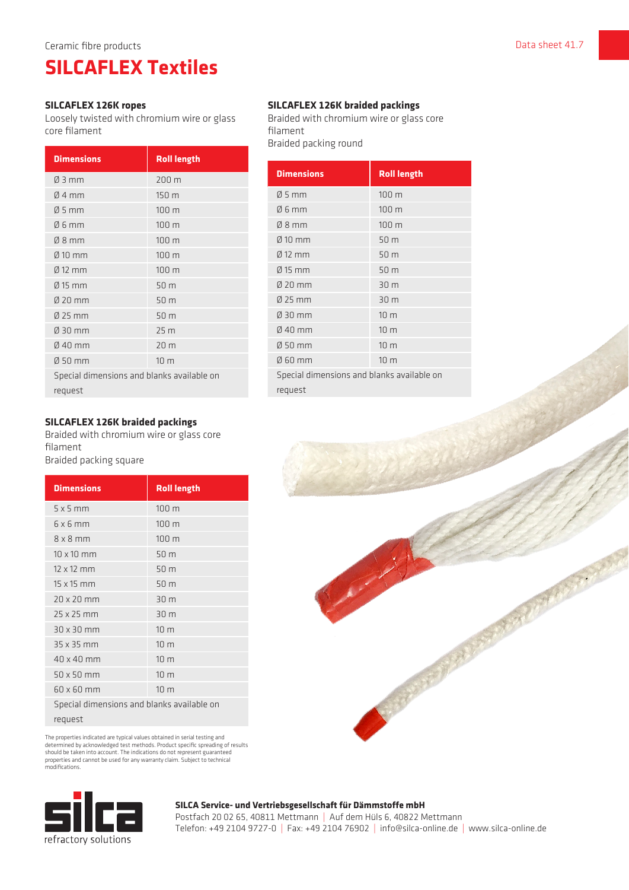Ceramic fibre products

# SILCAFLEX Textiles

### SILCAFLEX 126K ropes

Loosely twisted with chromium wire or glass core filament

| Dimensions | Roll length |
|---|---|
| Ø 3 mm | 200 m |
| Ø 4 mm | 150 m |
| Ø 5 mm | 100 m |
| Ø 6 mm | 100 m |
| Ø 8 mm | 100 m |
| Ø 10 mm | 100 m |
| Ø 12 mm | 100 m |
| Ø 15 mm | 50 m |
| Ø 20 mm | 50 m |
| Ø 25 mm | 50 m |
| Ø 30 mm | 25 m |
| Ø 40 mm | 20 m |
| Ø 50 mm | 10 m |
| Special dimensions and blanks available on request | |

### SILCAFLEX 126K braided packings

Braided with chromium wire or glass core filament
Braided packing square

| Dimensions | Roll length |
|---|---|
| 5 x 5 mm | 100 m |
| 6 x 6 mm | 100 m |
| 8 x 8 mm | 100 m |
| 10 x 10 mm | 50 m |
| 12 x 12 mm | 50 m |
| 15 x 15 mm | 50 m |
| 20 x 20 mm | 30 m |
| 25 x 25 mm | 30 m |
| 30 x 30 mm | 10 m |
| 35 x 35 mm | 10 m |
| 40 x 40 mm | 10 m |
| 50 x 50 mm | 10 m |
| 60 x 60 mm | 10 m |
| Special dimensions and blanks available on request | |

### SILCAFLEX 126K braided packings

Braided with chromium wire or glass core filament
Braided packing round

| Dimensions | Roll length |
|---|---|
| Ø 5 mm | 100 m |
| Ø 6 mm | 100 m |
| Ø 8 mm | 100 m |
| Ø 10 mm | 50 m |
| Ø 12 mm | 50 m |
| Ø 15 mm | 50 m |
| Ø 20 mm | 30 m |
| Ø 25 mm | 30 m |
| Ø 30 mm | 10 m |
| Ø 40 mm | 10 m |
| Ø 50 mm | 10 m |
| Ø 60 mm | 10 m |
| Special dimensions and blanks available on request | |

The properties indicated are typical values obtained in serial testing and determined by acknowledged test methods. Product specific spreading of results should be taken into account. The indications do not represent guaranteed properties and cannot be used for any warranty claim. Subject to technical modifications.

silca refractory solutions

**SILCA Service- und Vertriebsgesellschaft für Dämmstoffe mbH**
Postfach 20 02 65, 40811 Mettmann | Auf dem Hüls 6, 40822 Mettmann
Telefon: +49 2104 9727-0 | Fax: +49 2104 76902 | info@silca-online.de | www.silca-online.de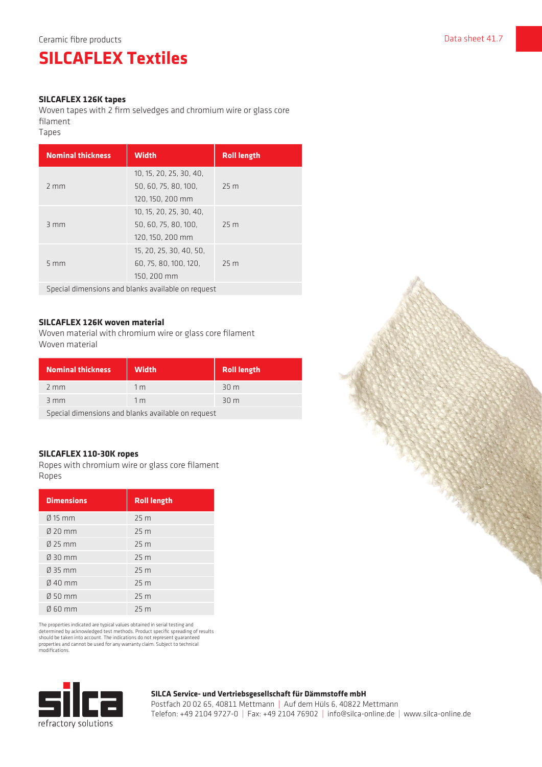Ceramic fibre products

Data sheet 41.7

# SILCAFLEX Textiles

### SILCAFLEX 126K tapes

Woven tapes with 2 firm selvedges and chromium wire or glass core filament
Tapes

| Nominal thickness | Width | Roll length |
|---|---|---|
| 2 mm | 10, 15, 20, 25, 30, 40, 50, 60, 75, 80, 100, 120, 150, 200 mm | 25 m |
| 3 mm | 10, 15, 20, 25, 30, 40, 50, 60, 75, 80, 100, 120, 150, 200 mm | 25 m |
| 5 mm | 15, 20, 25, 30, 40, 50, 60, 75, 80, 100, 120, 150, 200 mm | 25 m |
| Special dimensions and blanks available on request | | |

### SILCAFLEX 126K woven material

Woven material with chromium wire or glass core filament
Woven material

| Nominal thickness | Width | Roll length |
|---|---|---|
| 2 mm | 1 m | 30 m |
| 3 mm | 1 m | 30 m |
| Special dimensions and blanks available on request | | |

### SILCAFLEX 110-30K ropes

Ropes with chromium wire or glass core filament
Ropes

| Dimensions | Roll length |
|---|---|
| Ø 15 mm | 25 m |
| Ø 20 mm | 25 m |
| Ø 25 mm | 25 m |
| Ø 30 mm | 25 m |
| Ø 35 mm | 25 m |
| Ø 40 mm | 25 m |
| Ø 50 mm | 25 m |
| Ø 60 mm | 25 m |

The properties indicated are typical values obtained in serial testing and determined by acknowledged test methods. Product specific spreading of results should be taken into account. The indications do not represent guaranteed properties and cannot be used for any warranty claim. Subject to technical modifications.

silca refractory solutions

**SILCA Service- und Vertriebsgesellschaft für Dämmstoffe mbH**
Postfach 20 02 65, 40811 Mettmann | Auf dem Hüls 6, 40822 Mettmann
Telefon: +49 2104 9727-0 | Fax: +49 2104 76902 | info@silca-online.de | www.silca-online.de